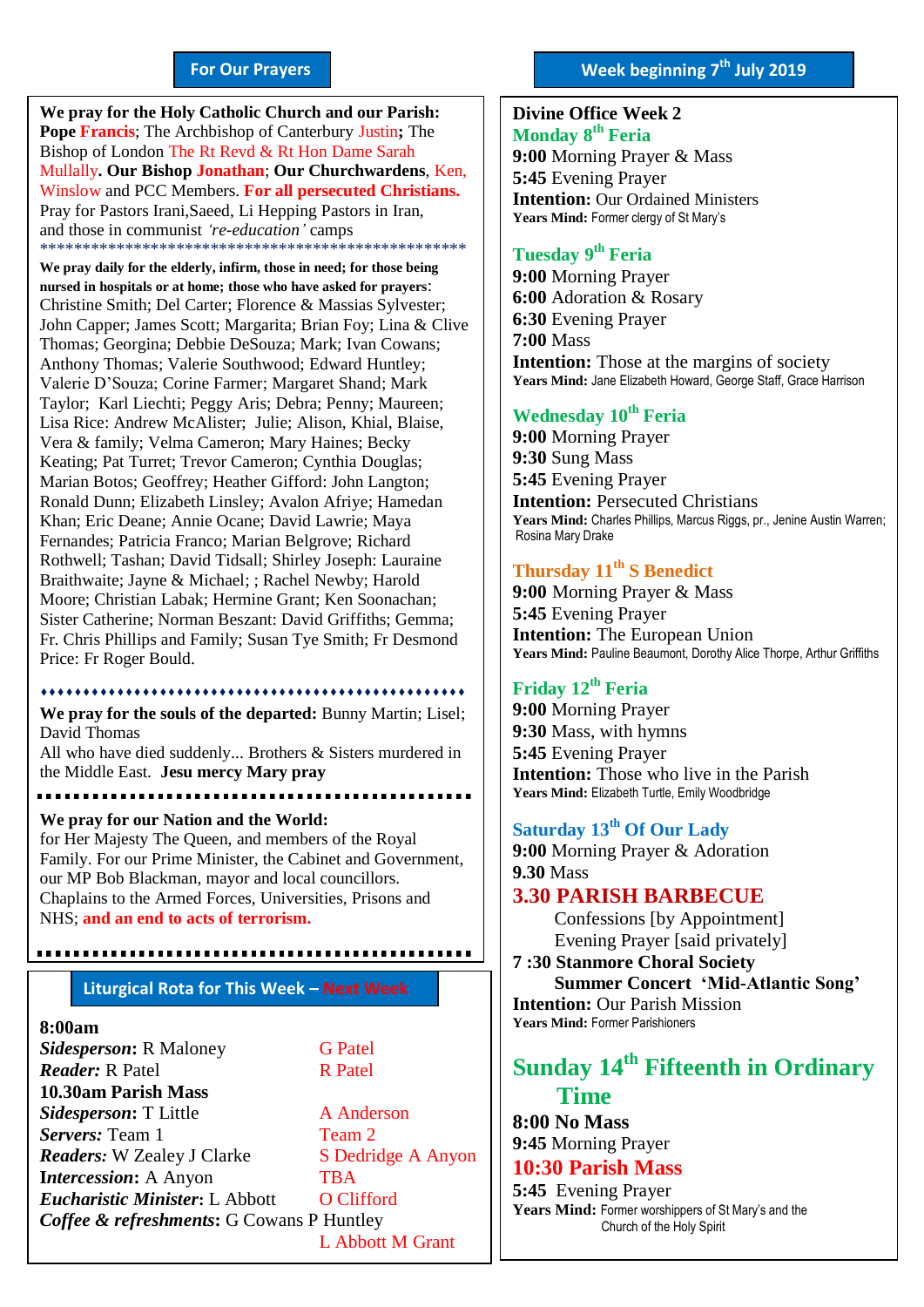## For Our Prayers

**We pray for the Holy Catholic Church and our Parish:** **Pope Francis**; The Archbishop of Canterbury Justin**;** The Bishop of London The Rt Revd & Rt Hon Dame Sarah Mullally**. Our Bishop Jonathan**; **Our Churchwardens**, Ken, Winslow and PCC Members. **For all persecuted Christians.** Pray for Pastors Irani,Saeed, Li Hepping Pastors in Iran, and those in communist *'re-education'* camps

**We pray daily for the elderly, infirm, those in need; for those being nursed in hospitals or at home; those who have asked for prayers**: Christine Smith; Del Carter; Florence & Massias Sylvester; John Capper; James Scott; Margarita; Brian Foy; Lina & Clive Thomas; Georgina; Debbie DeSouza; Mark; Ivan Cowans; Anthony Thomas; Valerie Southwood; Edward Huntley; Valerie D'Souza; Corine Farmer; Margaret Shand; Mark Taylor; Karl Liechti; Peggy Aris; Debra; Penny; Maureen; Lisa Rice: Andrew McAlister; Julie; Alison, Khial, Blaise, Vera & family; Velma Cameron; Mary Haines; Becky Keating; Pat Turret; Trevor Cameron; Cynthia Douglas; Marian Botos; Geoffrey; Heather Gifford: John Langton; Ronald Dunn; Elizabeth Linsley; Avalon Afriye; Hamedan Khan; Eric Deane; Annie Ocane; David Lawrie; Maya Fernandes; Patricia Franco; Marian Belgrove; Richard Rothwell; Tashan; David Tidsall; Shirley Joseph: Lauraine Braithwaite; Jayne & Michael; ; Rachel Newby; Harold Moore; Christian Labak; Hermine Grant; Ken Soonachan; Sister Catherine; Norman Beszant: David Griffiths; Gemma; Fr. Chris Phillips and Family; Susan Tye Smith; Fr Desmond Price: Fr Roger Bould.

**We pray for the souls of the departed:** Bunny Martin; Lisel; David Thomas
All who have died suddenly... Brothers & Sisters murdered in the Middle East. **Jesu mercy Mary pray**

**We pray for our Nation and the World:** for Her Majesty The Queen, and members of the Royal Family. For our Prime Minister, the Cabinet and Government, our MP Bob Blackman, mayor and local councillors. Chaplains to the Armed Forces, Universities, Prisons and NHS; **and an end to acts of terrorism.**

## Liturgical Rota for This Week – Next Week

| **8:00am** | |
|---|---|
| ***Sidesperson*:** R Maloney | G Patel |
| ***Reader:*** R Patel | R Patel |
| **10.30am Parish Mass** | |
| ***Sidesperson*:** T Little | A Anderson |
| ***Servers:*** Team 1 | Team 2 |
| ***Readers:*** W Zealey J Clarke | S Dedridge A Anyon |
| ***Intercession*:** A Anyon | TBA |
| ***Eucharistic Minister*:** L Abbott | O Clifford |
| ***Coffee & refreshments*:** G Cowans P Huntley | L Abbott M Grant |

## Week beginning 7th July 2019

**Divine Office Week 2**

### Monday 8th Feria
**9:00** Morning Prayer & Mass
**5:45** Evening Prayer
**Intention:** Our Ordained Ministers
**Years Mind:** Former clergy of St Mary's

### Tuesday 9th Feria
**9:00** Morning Prayer
**6:00** Adoration & Rosary
**6:30** Evening Prayer
**7:00** Mass
**Intention:** Those at the margins of society
**Years Mind:** Jane Elizabeth Howard, George Staff, Grace Harrison

### Wednesday 10th Feria
**9:00** Morning Prayer
**9:30** Sung Mass
**5:45** Evening Prayer
**Intention:** Persecuted Christians
**Years Mind:** Charles Phillips, Marcus Riggs, pr., Jenine Austin Warren; Rosina Mary Drake

### Thursday 11th S Benedict
**9:00** Morning Prayer & Mass
**5:45** Evening Prayer
**Intention:** The European Union
**Years Mind:** Pauline Beaumont, Dorothy Alice Thorpe, Arthur Griffiths

### Friday 12th Feria
**9:00** Morning Prayer
**9:30** Mass, with hymns
**5:45** Evening Prayer
**Intention:** Those who live in the Parish
**Years Mind:** Elizabeth Turtle, Emily Woodbridge

### Saturday 13th Of Our Lady
**9:00** Morning Prayer & Adoration
**9.30** Mass
**3.30 PARISH BARBECUE**
Confessions [by Appointment]
Evening Prayer [said privately]
**7 :30 Stanmore Choral Society Summer Concert 'Mid-Atlantic Song'**
**Intention:** Our Parish Mission
**Years Mind:** Former Parishioners

### Sunday 14th Fifteenth in Ordinary Time
**8:00 No Mass**
**9:45** Morning Prayer
**10:30 Parish Mass**
**5:45** Evening Prayer
**Years Mind:** Former worshippers of St Mary's and the Church of the Holy Spirit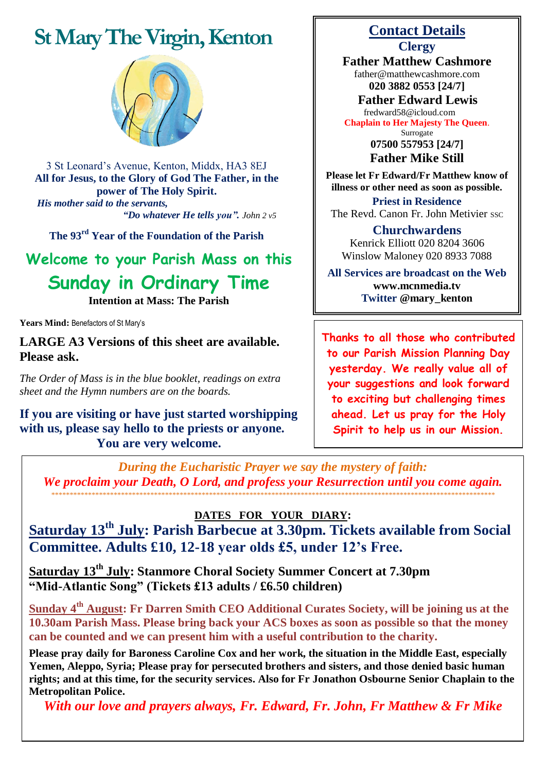# St Mary The Virgin, Kenton

3 St Leonard's Avenue, Kenton, Middx, HA3 8EJ

**All for Jesus, to the Glory of God The Father, in the power of The Holy Spirit.**

***His mother said to the servants, "Do whatever He tells you".*** *John 2 v5*

**The 93rd Year of the Foundation of the Parish**

## Welcome to your Parish Mass on this Sunday in Ordinary Time

**Intention at Mass: The Parish**

**Years Mind:** Benefactors of St Mary's

**LARGE A3 Versions of this sheet are available. Please ask.**

*The Order of Mass is in the blue booklet, readings on extra sheet and the Hymn numbers are on the boards.*

**If you are visiting or have just started worshipping with us, please say hello to the priests or anyone. You are very welcome.**

## Contact Details

### Clergy

**Father Matthew Cashmore**
father@matthewcashmore.com
**020 3882 0553 [24/7]**

**Father Edward Lewis**
fredward58@icloud.com
**Chaplain to Her Majesty The Queen**.
Surrogate
**07500 557953 [24/7]**

**Father Mike Still**

**Please let Fr Edward/Fr Matthew know of illness or other need as soon as possible.**

**Priest in Residence**
The Revd. Canon Fr. John Metivier SSC

**Churchwardens**
Kenrick Elliott 020 8204 3606
Winslow Maloney 020 8933 7088

**All Services are broadcast on the Web**
**www.mcnmedia.tv**
**Twitter @mary_kenton**

**Thanks to all those who contributed to our Parish Mission Planning Day yesterday. We really value all of your suggestions and look forward to exciting but challenging times ahead. Let us pray for the Holy Spirit to help us in our Mission.**

*During the Eucharistic Prayer we say the mystery of faith:*
***We proclaim your Death, O Lord, and profess your Resurrection until you come again.***

**DATES FOR YOUR DIARY:**

**Saturday 13th July: Parish Barbecue at 3.30pm. Tickets available from Social Committee. Adults £10, 12-18 year olds £5, under 12's Free.**

**Saturday 13th July: Stanmore Choral Society Summer Concert at 7.30pm "Mid-Atlantic Song" (Tickets £13 adults / £6.50 children)**

**Sunday 4th August: Fr Darren Smith CEO Additional Curates Society, will be joining us at the 10.30am Parish Mass. Please bring back your ACS boxes as soon as possible so that the money can be counted and we can present him with a useful contribution to the charity.**

**Please pray daily for Baroness Caroline Cox and her work, the situation in the Middle East, especially Yemen, Aleppo, Syria; Please pray for persecuted brothers and sisters, and those denied basic human rights; and at this time, for the security services. Also for Fr Jonathon Osbourne Senior Chaplain to the Metropolitan Police.**

***With our love and prayers always, Fr. Edward, Fr. John, Fr Matthew & Fr Mike***